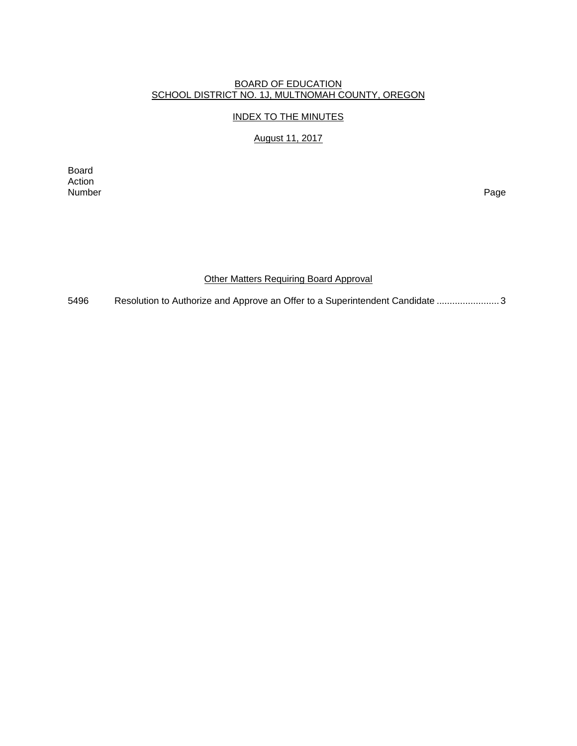BOARD OF EDUCATION
SCHOOL DISTRICT NO. 1J, MULTNOMAH COUNTY, OREGON

INDEX TO THE MINUTES

August 11, 2017

Board
Action
Number                                                                                                    Page

Other Matters Requiring Board Approval

5496    Resolution to Authorize and Approve an Offer to a Superintendent Candidate ........................ 3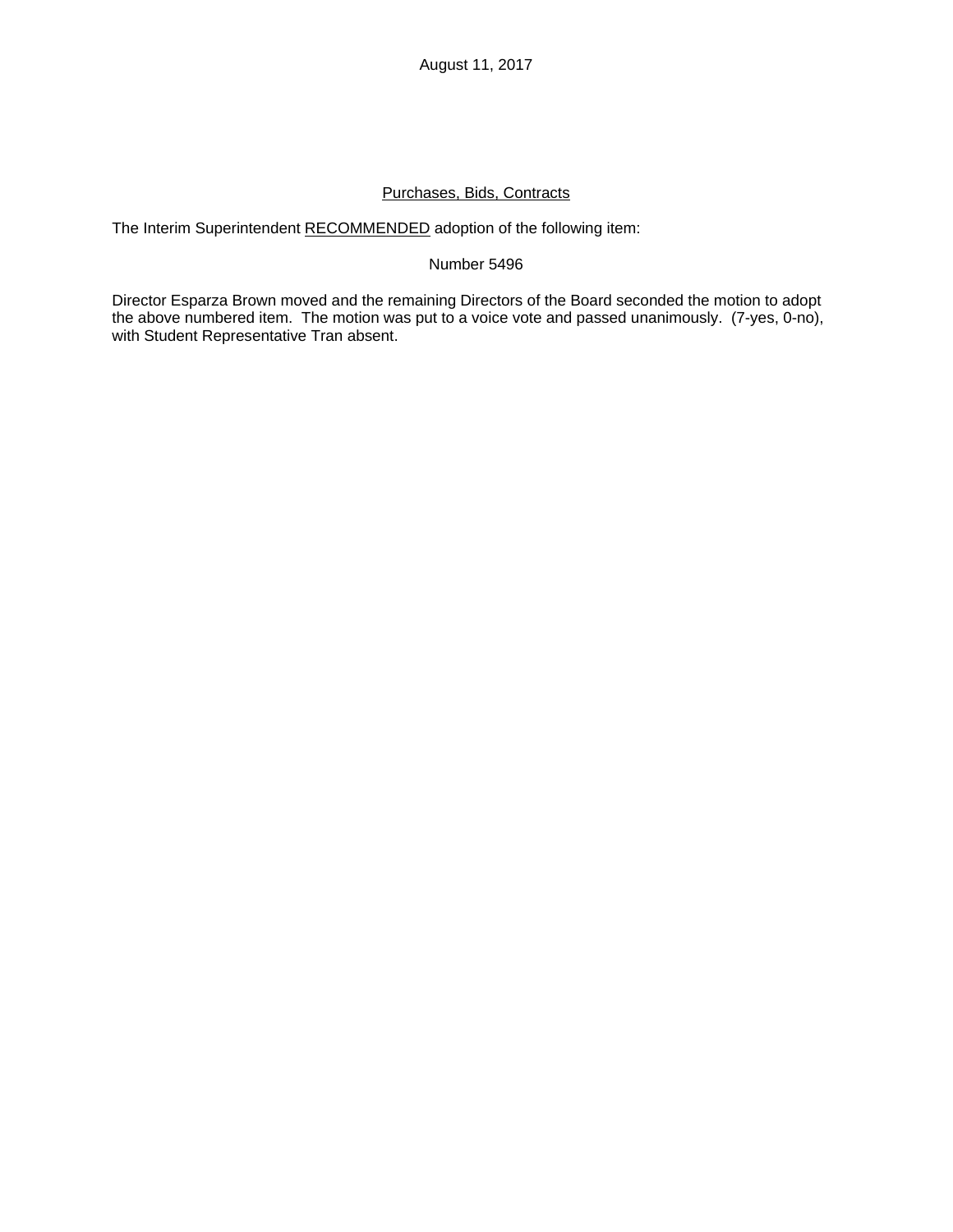August 11, 2017

Purchases, Bids, Contracts

The Interim Superintendent RECOMMENDED adoption of the following item:

Number 5496

Director Esparza Brown moved and the remaining Directors of the Board seconded the motion to adopt the above numbered item. The motion was put to a voice vote and passed unanimously. (7-yes, 0-no), with Student Representative Tran absent.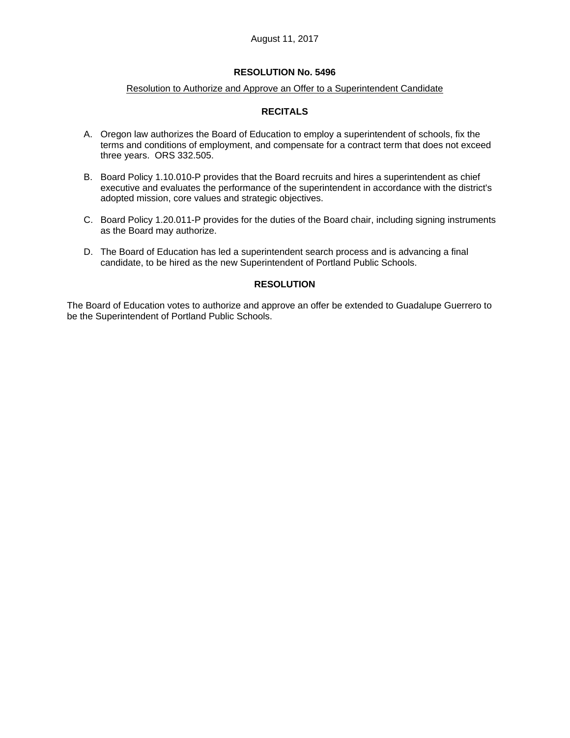August 11, 2017

# RESOLUTION No. 5496

Resolution to Authorize and Approve an Offer to a Superintendent Candidate

## RECITALS

A. Oregon law authorizes the Board of Education to employ a superintendent of schools, fix the terms and conditions of employment, and compensate for a contract term that does not exceed three years. ORS 332.505.

B. Board Policy 1.10.010-P provides that the Board recruits and hires a superintendent as chief executive and evaluates the performance of the superintendent in accordance with the district's adopted mission, core values and strategic objectives.

C. Board Policy 1.20.011-P provides for the duties of the Board chair, including signing instruments as the Board may authorize.

D. The Board of Education has led a superintendent search process and is advancing a final candidate, to be hired as the new Superintendent of Portland Public Schools.

## RESOLUTION

The Board of Education votes to authorize and approve an offer be extended to Guadalupe Guerrero to be the Superintendent of Portland Public Schools.